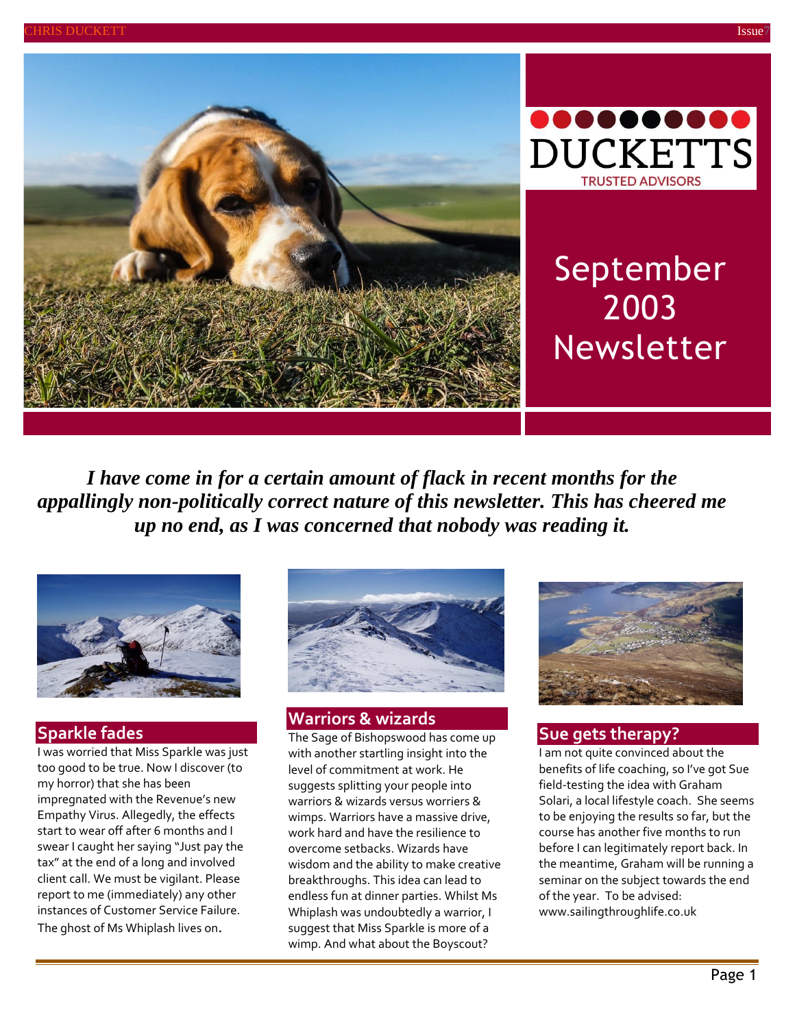DUCKETTS

TRUSTED ADVISORS

# September 2003 Newsletter

***I have come in for a certain amount of flack in recent months for the appallingly non-politically correct nature of this newsletter. This has cheered me up no end, as I was concerned that nobody was reading it.***

## Sparkle fades

I was worried that Miss Sparkle was just too good to be true. Now I discover (to my horror) that she has been impregnated with the Revenue's new Empathy Virus. Allegedly, the effects start to wear off after 6 months and I swear I caught her saying "Just pay the tax" at the end of a long and involved client call. We must be vigilant. Please report to me (immediately) any other instances of Customer Service Failure. The ghost of Ms Whiplash lives on.

## Warriors & wizards

The Sage of Bishopswood has come up with another startling insight into the level of commitment at work. He suggests splitting your people into warriors & wizards versus worriers & wimps. Warriors have a massive drive, work hard and have the resilience to overcome setbacks. Wizards have wisdom and the ability to make creative breakthroughs. This idea can lead to endless fun at dinner parties. Whilst Ms Whiplash was undoubtedly a warrior, I suggest that Miss Sparkle is more of a wimp. And what about the Boyscout?

## Sue gets therapy?

I am not quite convinced about the benefits of life coaching, so I've got Sue field-testing the idea with Graham Solari, a local lifestyle coach. She seems to be enjoying the results so far, but the course has another five months to run before I can legitimately report back. In the meantime, Graham will be running a seminar on the subject towards the end of the year. To be advised: www.sailingthroughlife.co.uk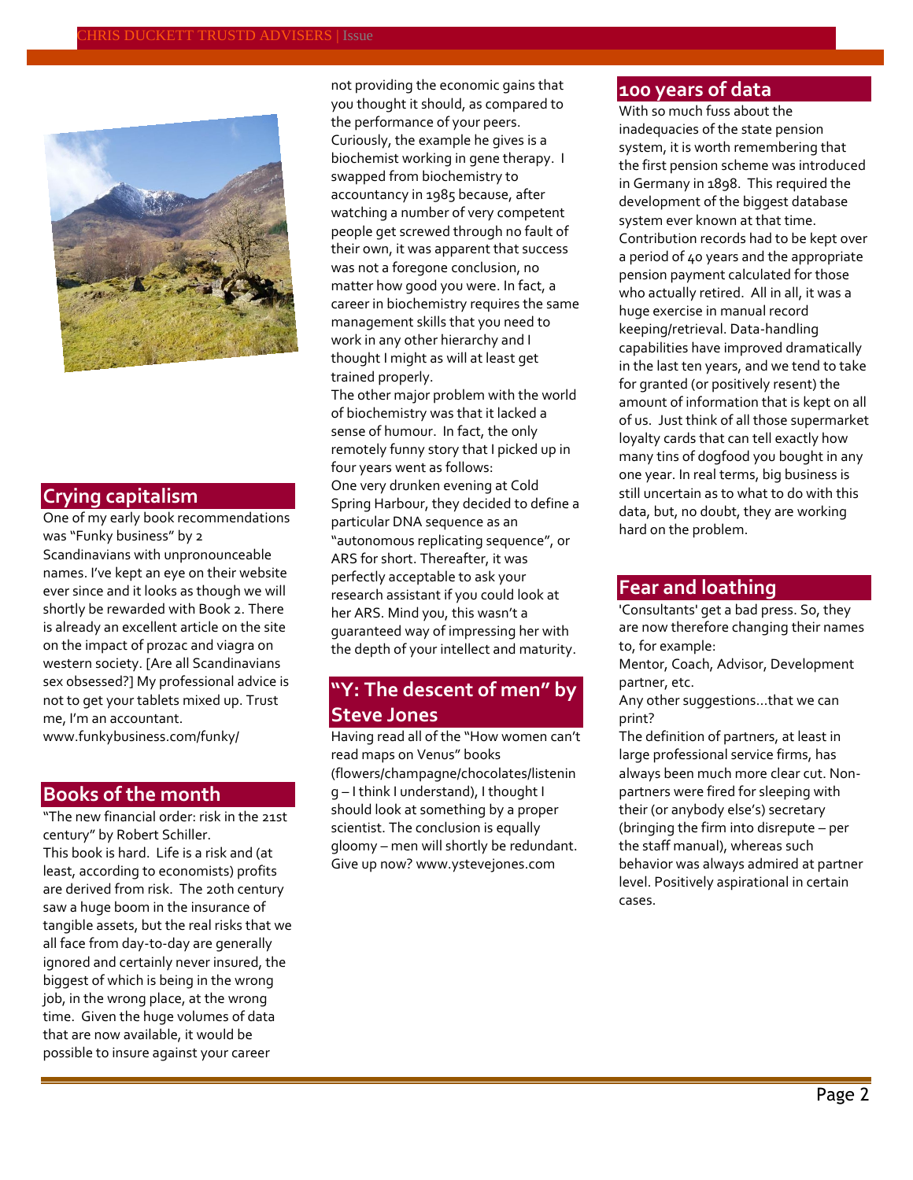## Crying capitalism

One of my early book recommendations was "Funky business" by 2 Scandinavians with unpronounceable names. I've kept an eye on their website ever since and it looks as though we will shortly be rewarded with Book 2. There is already an excellent article on the site on the impact of prozac and viagra on western society. [Are all Scandinavians sex obsessed?] My professional advice is not to get your tablets mixed up. Trust me, I'm an accountant.
www.funkybusiness.com/funky/

## Books of the month

"The new financial order: risk in the 21st century" by Robert Schiller.
This book is hard. Life is a risk and (at least, according to economists) profits are derived from risk. The 20th century saw a huge boom in the insurance of tangible assets, but the real risks that we all face from day-to-day are generally ignored and certainly never insured, the biggest of which is being in the wrong job, in the wrong place, at the wrong time. Given the huge volumes of data that are now available, it would be possible to insure against your career not providing the economic gains that you thought it should, as compared to the performance of your peers. Curiously, the example he gives is a biochemist working in gene therapy. I swapped from biochemistry to accountancy in 1985 because, after watching a number of very competent people get screwed through no fault of their own, it was apparent that success was not a foregone conclusion, no matter how good you were. In fact, a career in biochemistry requires the same management skills that you need to work in any other hierarchy and I thought I might as will at least get trained properly.
The other major problem with the world of biochemistry was that it lacked a sense of humour. In fact, the only remotely funny story that I picked up in four years went as follows:
One very drunken evening at Cold Spring Harbour, they decided to define a particular DNA sequence as an "autonomous replicating sequence", or ARS for short. Thereafter, it was perfectly acceptable to ask your research assistant if you could look at her ARS. Mind you, this wasn't a guaranteed way of impressing her with the depth of your intellect and maturity.

## "Y: The descent of men" by Steve Jones

Having read all of the "How women can't read maps on Venus" books (flowers/champagne/chocolates/listening – I think I understand), I thought I should look at something by a proper scientist. The conclusion is equally gloomy – men will shortly be redundant. Give up now? www.ystevejones.com

## 100 years of data

With so much fuss about the inadequacies of the state pension system, it is worth remembering that the first pension scheme was introduced in Germany in 1898. This required the development of the biggest database system ever known at that time. Contribution records had to be kept over a period of 40 years and the appropriate pension payment calculated for those who actually retired. All in all, it was a huge exercise in manual record keeping/retrieval. Data-handling capabilities have improved dramatically in the last ten years, and we tend to take for granted (or positively resent) the amount of information that is kept on all of us. Just think of all those supermarket loyalty cards that can tell exactly how many tins of dogfood you bought in any one year. In real terms, big business is still uncertain as to what to do with this data, but, no doubt, they are working hard on the problem.

## Fear and loathing

'Consultants' get a bad press. So, they are now therefore changing their names to, for example:
Mentor, Coach, Advisor, Development partner, etc.
Any other suggestions…that we can print?
The definition of partners, at least in large professional service firms, has always been much more clear cut. Non-partners were fired for sleeping with their (or anybody else's) secretary (bringing the firm into disrepute – per the staff manual), whereas such behavior was always admired at partner level. Positively aspirational in certain cases.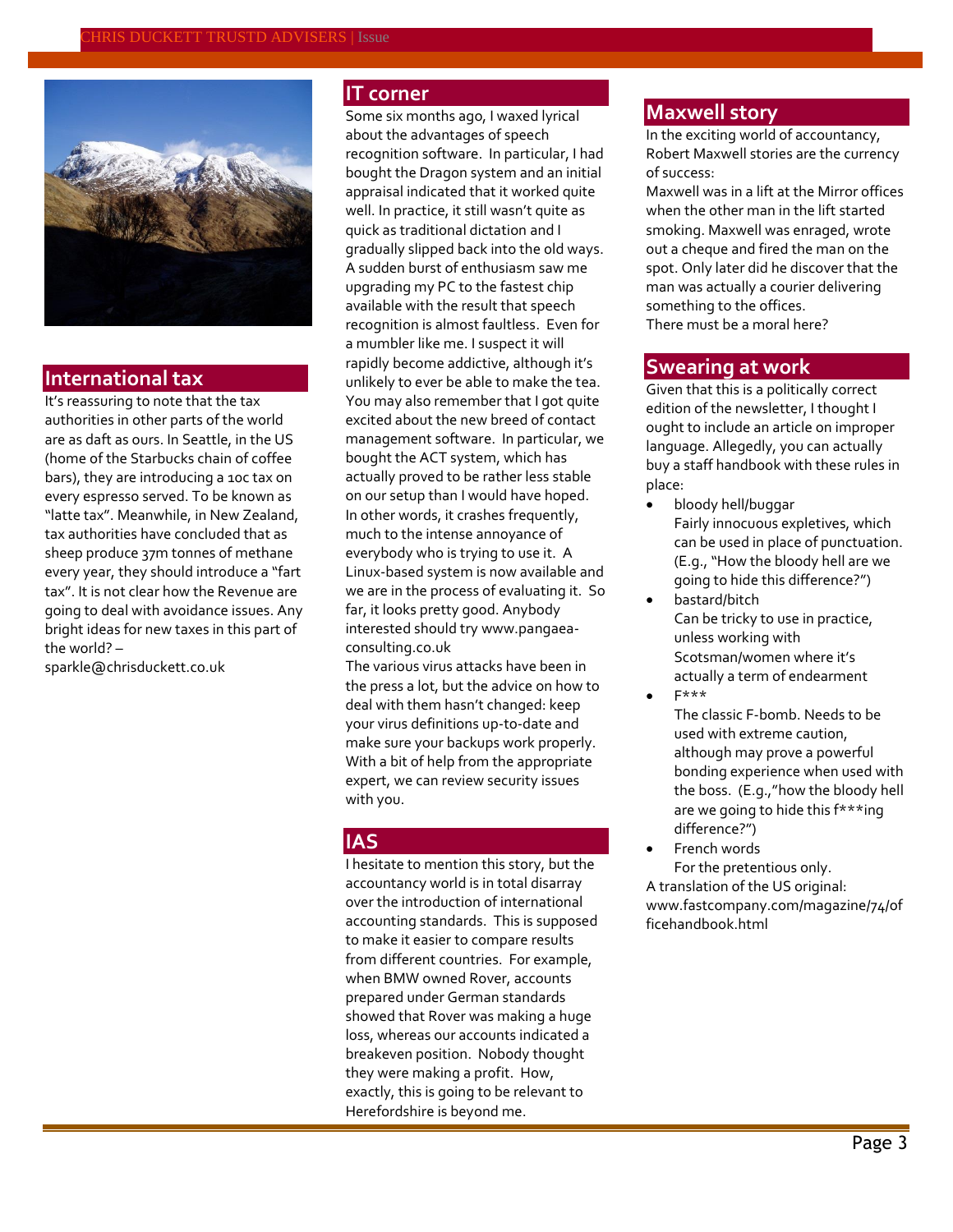## International tax

It's reassuring to note that the tax authorities in other parts of the world are as daft as ours. In Seattle, in the US (home of the Starbucks chain of coffee bars), they are introducing a 10c tax on every espresso served. To be known as "latte tax". Meanwhile, in New Zealand, tax authorities have concluded that as sheep produce 37m tonnes of methane every year, they should introduce a "fart tax". It is not clear how the Revenue are going to deal with avoidance issues. Any bright ideas for new taxes in this part of the world? – sparkle@chrisduckett.co.uk

## IT corner

Some six months ago, I waxed lyrical about the advantages of speech recognition software. In particular, I had bought the Dragon system and an initial appraisal indicated that it worked quite well. In practice, it still wasn't quite as quick as traditional dictation and I gradually slipped back into the old ways. A sudden burst of enthusiasm saw me upgrading my PC to the fastest chip available with the result that speech recognition is almost faultless. Even for a mumbler like me. I suspect it will rapidly become addictive, although it's unlikely to ever be able to make the tea. You may also remember that I got quite excited about the new breed of contact management software. In particular, we bought the ACT system, which has actually proved to be rather less stable on our setup than I would have hoped. In other words, it crashes frequently, much to the intense annoyance of everybody who is trying to use it. A Linux-based system is now available and we are in the process of evaluating it. So far, it looks pretty good. Anybody interested should try www.pangaea-consulting.co.uk

The various virus attacks have been in the press a lot, but the advice on how to deal with them hasn't changed: keep your virus definitions up-to-date and make sure your backups work properly. With a bit of help from the appropriate expert, we can review security issues with you.

## IAS

I hesitate to mention this story, but the accountancy world is in total disarray over the introduction of international accounting standards. This is supposed to make it easier to compare results from different countries. For example, when BMW owned Rover, accounts prepared under German standards showed that Rover was making a huge loss, whereas our accounts indicated a breakeven position. Nobody thought they were making a profit. How, exactly, this is going to be relevant to Herefordshire is beyond me.

## Maxwell story

In the exciting world of accountancy, Robert Maxwell stories are the currency of success:

Maxwell was in a lift at the Mirror offices when the other man in the lift started smoking. Maxwell was enraged, wrote out a cheque and fired the man on the spot. Only later did he discover that the man was actually a courier delivering something to the offices.

There must be a moral here?

## Swearing at work

Given that this is a politically correct edition of the newsletter, I thought I ought to include an article on improper language. Allegedly, you can actually buy a staff handbook with these rules in place:

- bloody hell/buggar
  Fairly innocuous expletives, which can be used in place of punctuation. (E.g., "How the bloody hell are we going to hide this difference?")
- bastard/bitch
  Can be tricky to use in practice, unless working with Scotsman/women where it's actually a term of endearment
- F***
  The classic F-bomb. Needs to be used with extreme caution, although may prove a powerful bonding experience when used with the boss. (E.g.,"how the bloody hell are we going to hide this f***ing difference?")
- French words
  For the pretentious only.

A translation of the US original: www.fastcompany.com/magazine/74/officehandbook.html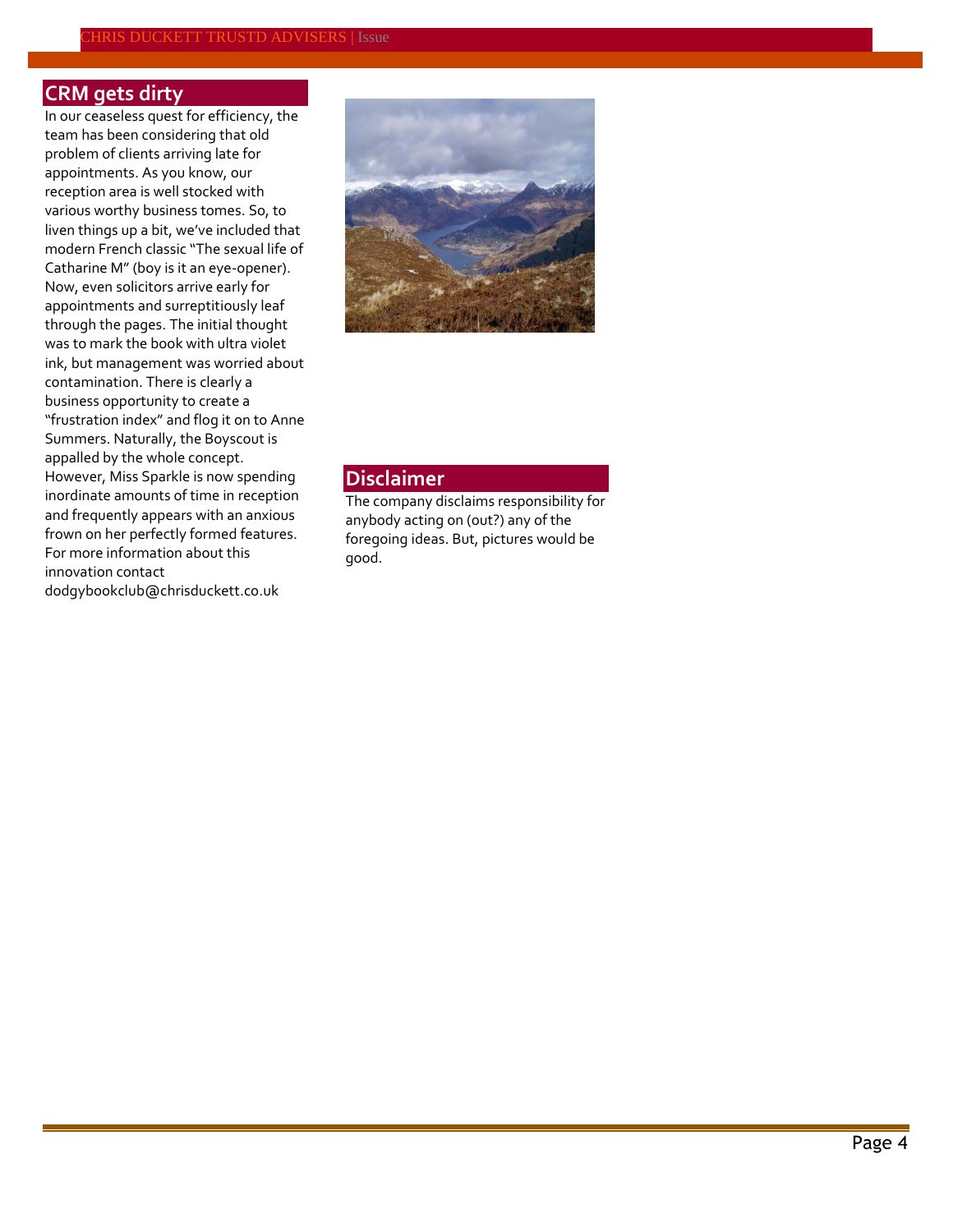## CRM gets dirty

In our ceaseless quest for efficiency, the team has been considering that old problem of clients arriving late for appointments. As you know, our reception area is well stocked with various worthy business tomes. So, to liven things up a bit, we've included that modern French classic "The sexual life of Catharine M" (boy is it an eye-opener). Now, even solicitors arrive early for appointments and surreptitiously leaf through the pages. The initial thought was to mark the book with ultra violet ink, but management was worried about contamination. There is clearly a business opportunity to create a "frustration index" and flog it on to Anne Summers. Naturally, the Boyscout is appalled by the whole concept. However, Miss Sparkle is now spending inordinate amounts of time in reception and frequently appears with an anxious frown on her perfectly formed features. For more information about this innovation contact dodgybookclub@chrisduckett.co.uk

## Disclaimer

The company disclaims responsibility for anybody acting on (out?) any of the foregoing ideas. But, pictures would be good.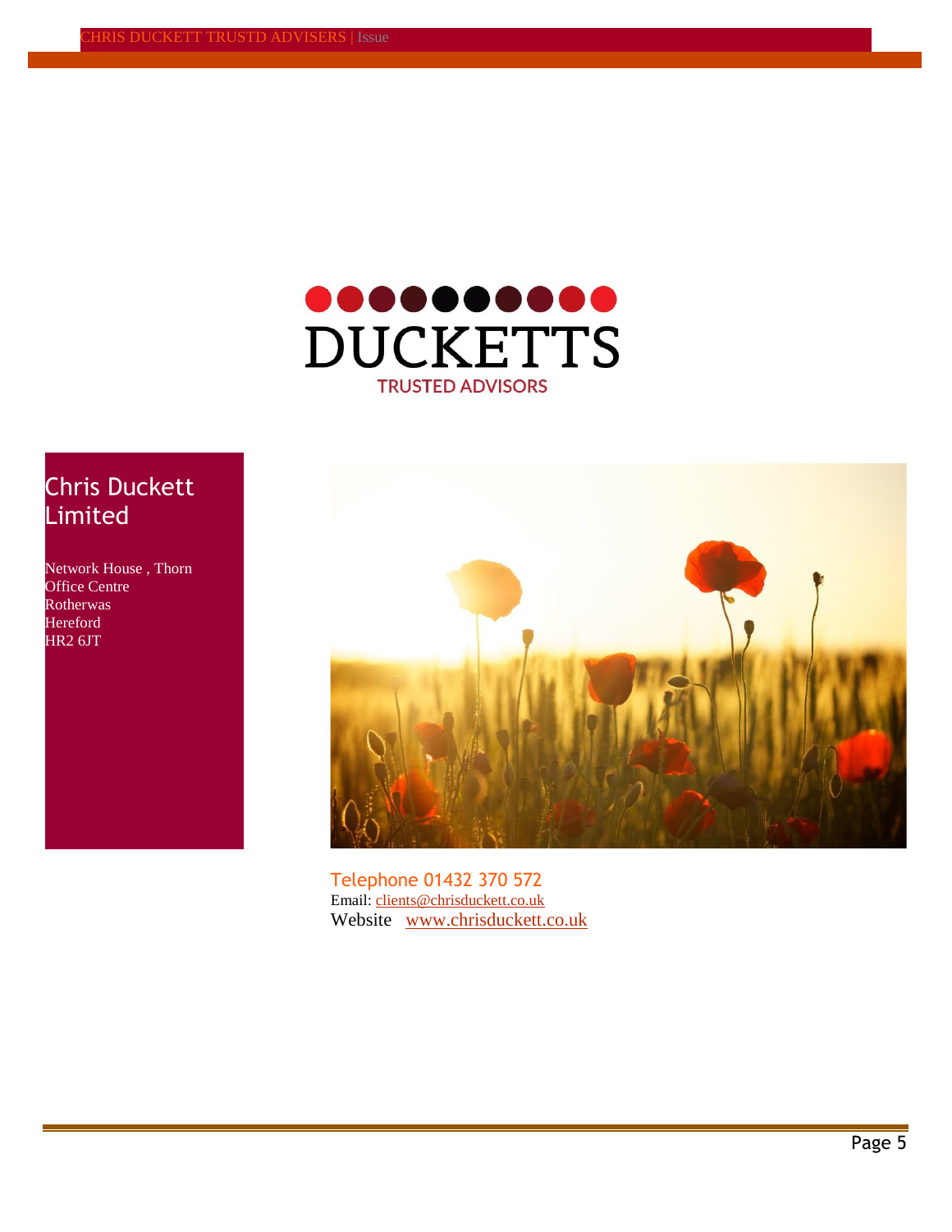DUCKETTS

TRUSTED ADVISORS

## Chris Duckett Limited

Network House , Thorn Office Centre
Rotherwas
Hereford
HR2 6JT

Telephone 01432 370 572
Email: clients@chrisduckett.co.uk
Website www.chrisduckett.co.uk